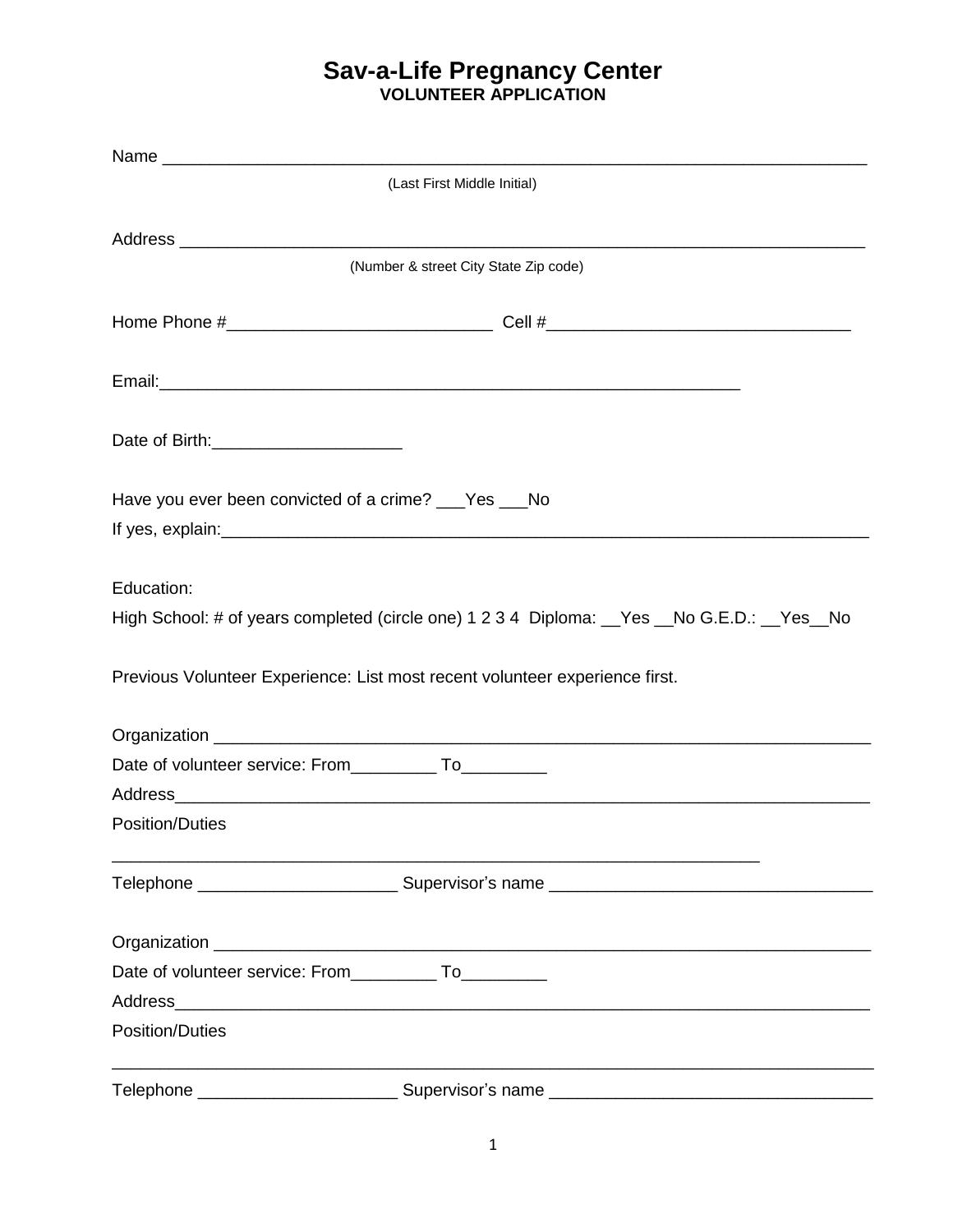# Sav-a-Life Pregnancy Center
## VOLUNTEER APPLICATION

Name ___________________________________________________________________________
(Last First Middle Initial)

Address _________________________________________________________________________
(Number & street City State Zip code)

Home Phone #____________________________ Cell #_______________________________

Email:_________________________________________________________________

Date of Birth:___________________

Have you ever been convicted of a crime? ___Yes ___No

If yes, explain:__________________________________________________________________

Education:

High School: # of years completed (circle one) 1 2 3 4 Diploma: __Yes __No G.E.D.: __Yes__No

Previous Volunteer Experience: List most recent volunteer experience first.

Organization ____________________________________________________________________

Date of volunteer service: From_________ To_________

Address_________________________________________________________________________

Position/Duties

_______________________________________________________________________

Telephone ____________________ Supervisor's name _________________________________

Organization ____________________________________________________________________

Date of volunteer service: From_________ To_________

Address_________________________________________________________________________

Position/Duties

_____________________________________________________________________________

Telephone ____________________ Supervisor's name _________________________________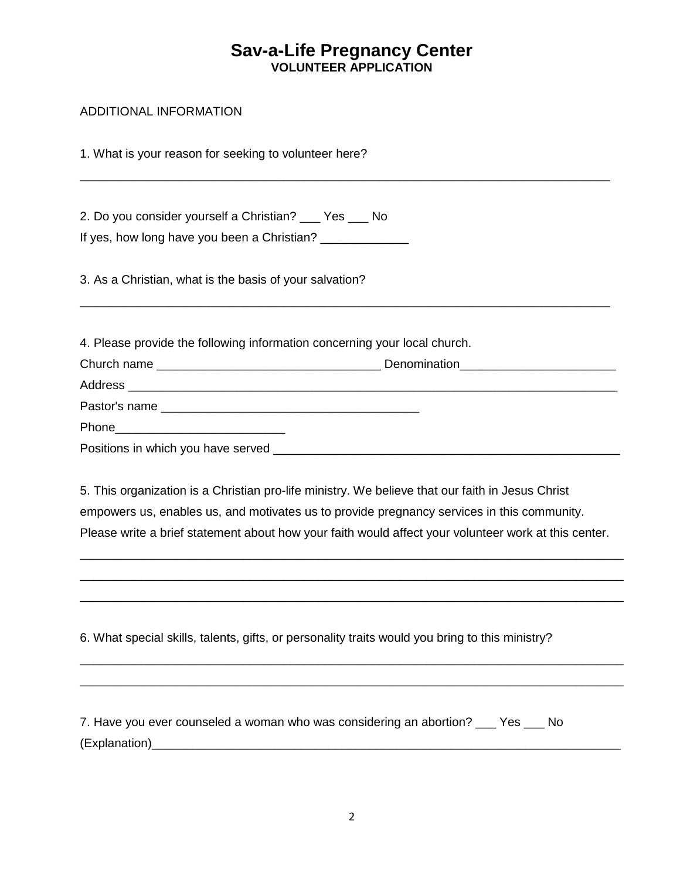# Sav-a-Life Pregnancy Center
## VOLUNTEER APPLICATION

ADDITIONAL INFORMATION

1. What is your reason for seeking to volunteer here?

_______________________________________________________________________________

2. Do you consider yourself a Christian? ___ Yes ___ No

If yes, how long have you been a Christian? _____________

3. As a Christian, what is the basis of your salvation?

_______________________________________________________________________________

4. Please provide the following information concerning your local church.

Church name _________________________________ Denomination______________________

Address ___________________________________________________________________________

Pastor's name ______________________________________

Phone_________________________

Positions in which you have served ___________________________________________________

5. This organization is a Christian pro-life ministry. We believe that our faith in Jesus Christ empowers us, enables us, and motivates us to provide pregnancy services in this community. Please write a brief statement about how your faith would affect your volunteer work at this center.

_______________________________________________________________________________

_______________________________________________________________________________

_______________________________________________________________________________

6. What special skills, talents, gifts, or personality traits would you bring to this ministry?

_______________________________________________________________________________

_______________________________________________________________________________

7. Have you ever counseled a woman who was considering an abortion? ___ Yes ___ No

(Explanation)______________________________________________________________________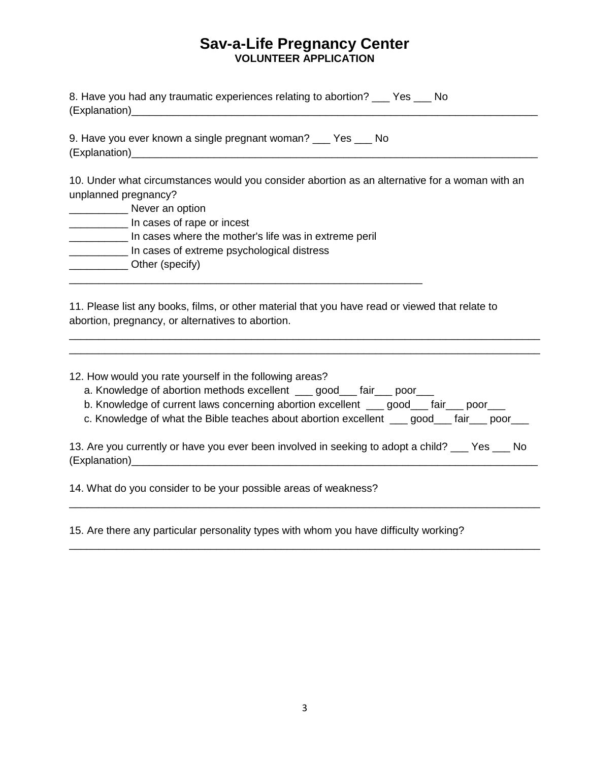# Sav-a-Life Pregnancy Center
## VOLUNTEER APPLICATION

8. Have you had any traumatic experiences relating to abortion? ___ Yes ___ No
(Explanation)___________________________________________________________________________

9. Have you ever known a single pregnant woman? ___ Yes ___ No
(Explanation)___________________________________________________________________________

10. Under what circumstances would you consider abortion as an alternative for a woman with an unplanned pregnancy?
__________ Never an option
__________ In cases of rape or incest
__________ In cases where the mother's life was in extreme peril
__________ In cases of extreme psychological distress
__________ Other (specify)
_______________________________________________________________

11. Please list any books, films, or other material that you have read or viewed that relate to abortion, pregnancy, or alternatives to abortion.
___________________________________________________________________________
___________________________________________________________________________

12. How would you rate yourself in the following areas?
   a. Knowledge of abortion methods excellent ___ good___ fair___ poor___
   b. Knowledge of current laws concerning abortion excellent ___ good___ fair___ poor___
   c. Knowledge of what the Bible teaches about abortion excellent ___ good___ fair___ poor___

13. Are you currently or have you ever been involved in seeking to adopt a child? ___ Yes ___ No
(Explanation)___________________________________________________________________________

14. What do you consider to be your possible areas of weakness?
___________________________________________________________________________

15. Are there any particular personality types with whom you have difficulty working?
___________________________________________________________________________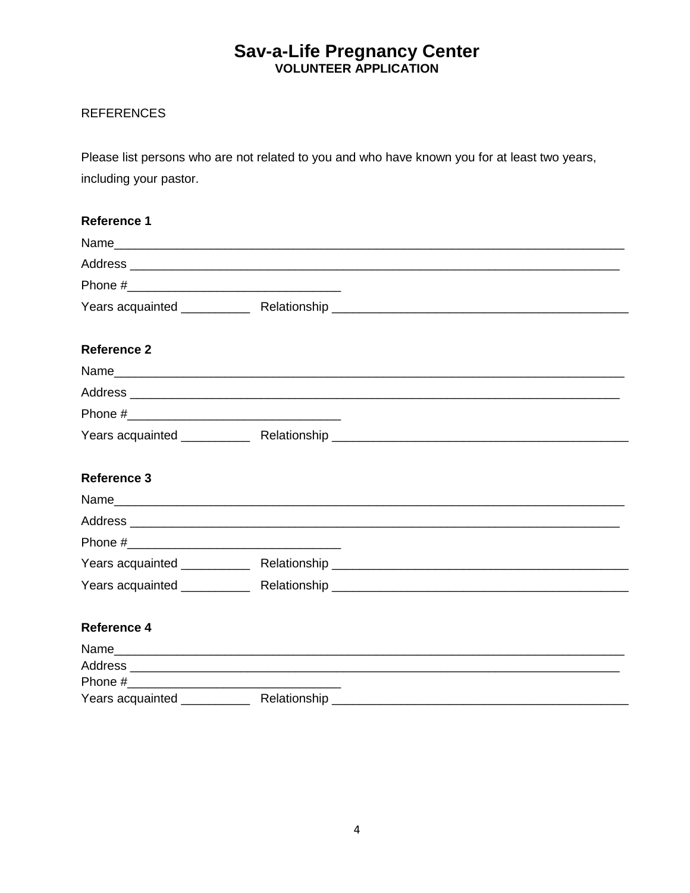# Sav-a-Life Pregnancy Center

**VOLUNTEER APPLICATION**

REFERENCES

Please list persons who are not related to you and who have known you for at least two years, including your pastor.

**Reference 1**

Name_____________________________________________________________________________

Address ___________________________________________________________________________

Phone #________________________________

Years acquainted __________ Relationship _____________________________________________

**Reference 2**

Name_____________________________________________________________________________

Address ___________________________________________________________________________

Phone #________________________________

Years acquainted __________ Relationship _____________________________________________

**Reference 3**

Name_____________________________________________________________________________

Address ___________________________________________________________________________

Phone #________________________________

Years acquainted __________ Relationship _____________________________________________

Years acquainted __________ Relationship _____________________________________________

**Reference 4**

Name_____________________________________________________________________________

Address ___________________________________________________________________________

Phone #________________________________

Years acquainted __________ Relationship _____________________________________________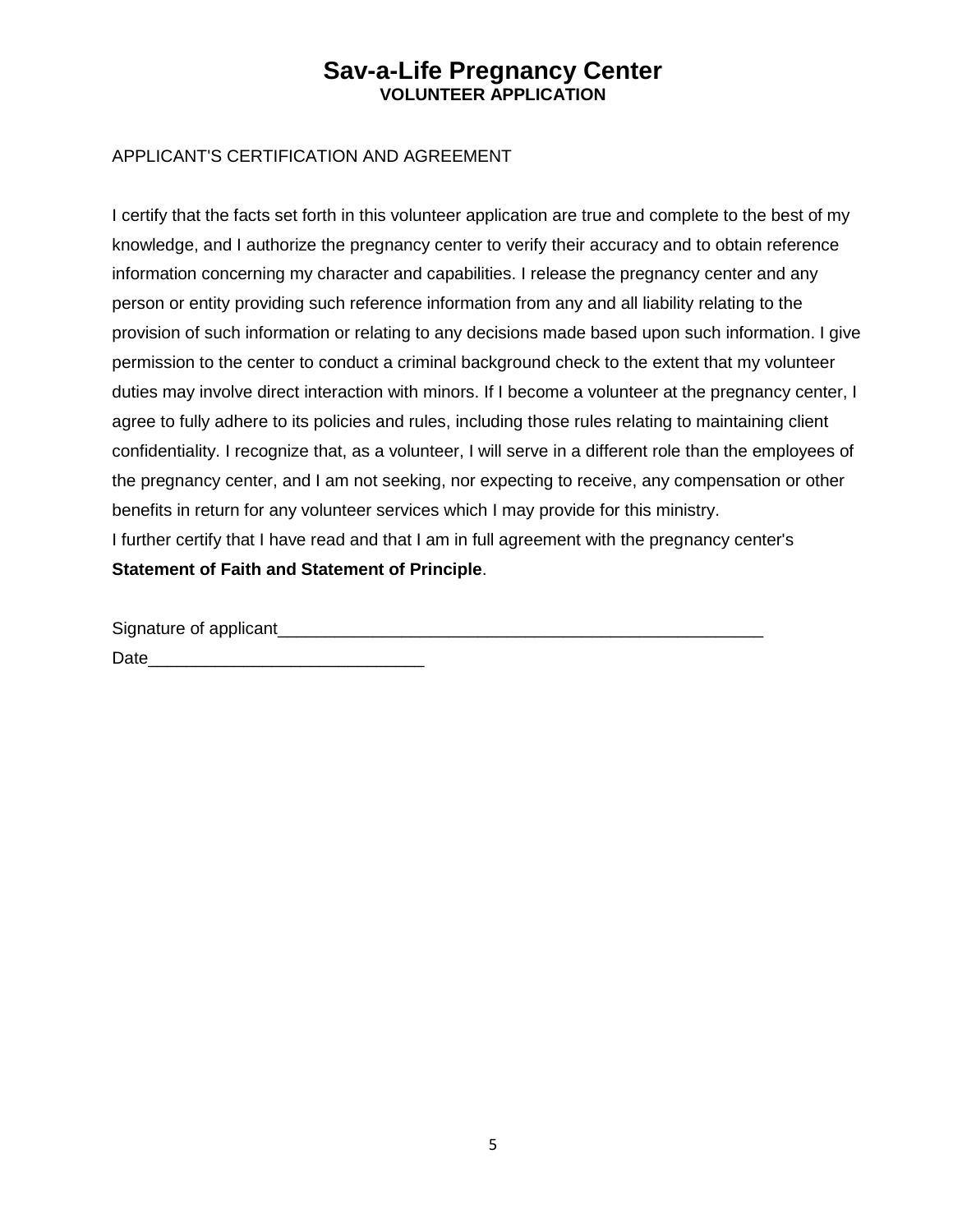# Sav-a-Life Pregnancy Center

**VOLUNTEER APPLICATION**

APPLICANT'S CERTIFICATION AND AGREEMENT

I certify that the facts set forth in this volunteer application are true and complete to the best of my knowledge, and I authorize the pregnancy center to verify their accuracy and to obtain reference information concerning my character and capabilities. I release the pregnancy center and any person or entity providing such reference information from any and all liability relating to the provision of such information or relating to any decisions made based upon such information. I give permission to the center to conduct a criminal background check to the extent that my volunteer duties may involve direct interaction with minors. If I become a volunteer at the pregnancy center, I agree to fully adhere to its policies and rules, including those rules relating to maintaining client confidentiality. I recognize that, as a volunteer, I will serve in a different role than the employees of the pregnancy center, and I am not seeking, nor expecting to receive, any compensation or other benefits in return for any volunteer services which I may provide for this ministry.
I further certify that I have read and that I am in full agreement with the pregnancy center's **Statement of Faith and Statement of Principle**.

Signature of applicant_____________________________________________________

Date____________________________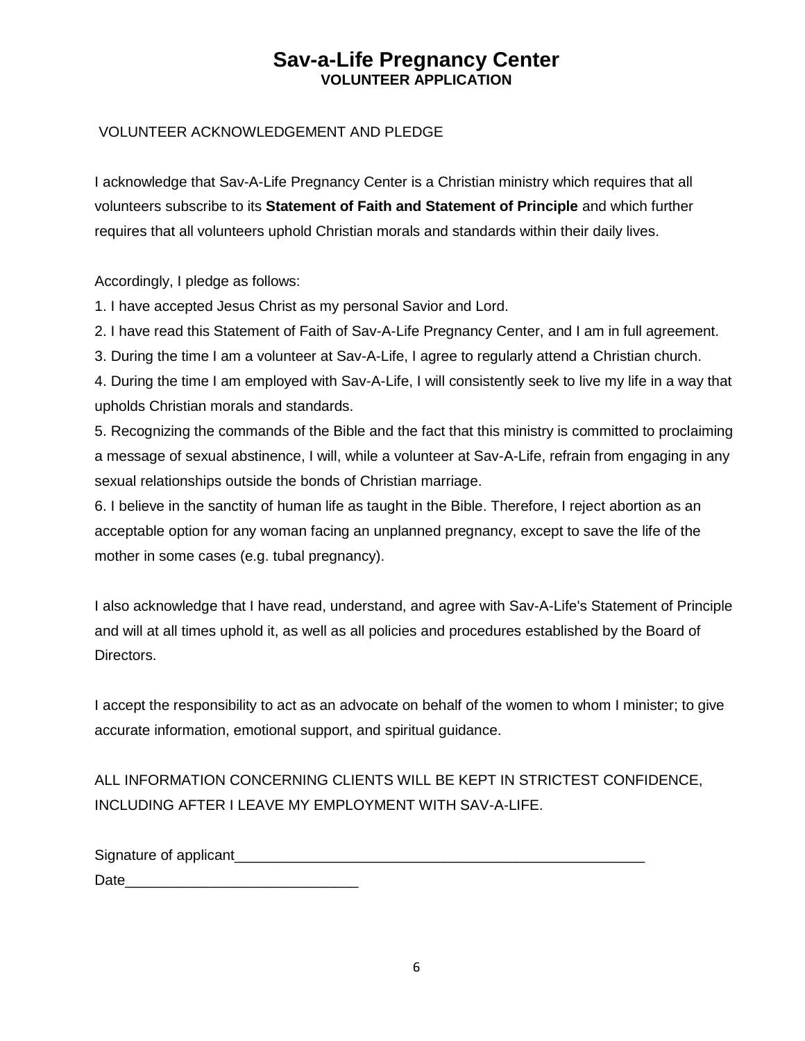# Sav-a-Life Pregnancy Center

**VOLUNTEER APPLICATION**

VOLUNTEER ACKNOWLEDGEMENT AND PLEDGE

I acknowledge that Sav-A-Life Pregnancy Center is a Christian ministry which requires that all volunteers subscribe to its **Statement of Faith and Statement of Principle** and which further requires that all volunteers uphold Christian morals and standards within their daily lives.

Accordingly, I pledge as follows:

1. I have accepted Jesus Christ as my personal Savior and Lord.
2. I have read this Statement of Faith of Sav-A-Life Pregnancy Center, and I am in full agreement.
3. During the time I am a volunteer at Sav-A-Life, I agree to regularly attend a Christian church.
4. During the time I am employed with Sav-A-Life, I will consistently seek to live my life in a way that upholds Christian morals and standards.
5. Recognizing the commands of the Bible and the fact that this ministry is committed to proclaiming a message of sexual abstinence, I will, while a volunteer at Sav-A-Life, refrain from engaging in any sexual relationships outside the bonds of Christian marriage.
6. I believe in the sanctity of human life as taught in the Bible. Therefore, I reject abortion as an acceptable option for any woman facing an unplanned pregnancy, except to save the life of the mother in some cases (e.g. tubal pregnancy).

I also acknowledge that I have read, understand, and agree with Sav-A-Life's Statement of Principle and will at all times uphold it, as well as all policies and procedures established by the Board of Directors.

I accept the responsibility to act as an advocate on behalf of the women to whom I minister; to give accurate information, emotional support, and spiritual guidance.

ALL INFORMATION CONCERNING CLIENTS WILL BE KEPT IN STRICTEST CONFIDENCE, INCLUDING AFTER I LEAVE MY EMPLOYMENT WITH SAV-A-LIFE.

Signature of applicant_____________________________________________________

Date_____________________________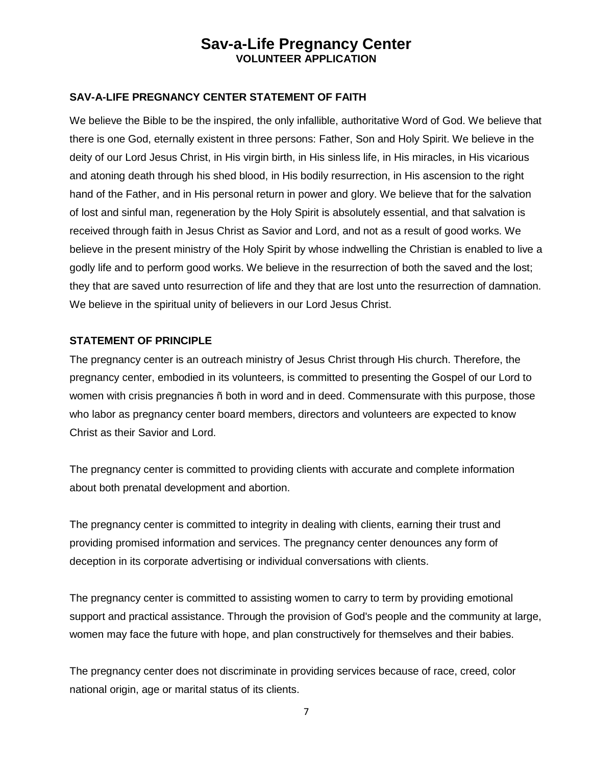# Sav-a-Life Pregnancy Center

**VOLUNTEER APPLICATION**

### SAV-A-LIFE PREGNANCY CENTER STATEMENT OF FAITH

We believe the Bible to be the inspired, the only infallible, authoritative Word of God. We believe that there is one God, eternally existent in three persons: Father, Son and Holy Spirit. We believe in the deity of our Lord Jesus Christ, in His virgin birth, in His sinless life, in His miracles, in His vicarious and atoning death through his shed blood, in His bodily resurrection, in His ascension to the right hand of the Father, and in His personal return in power and glory. We believe that for the salvation of lost and sinful man, regeneration by the Holy Spirit is absolutely essential, and that salvation is received through faith in Jesus Christ as Savior and Lord, and not as a result of good works. We believe in the present ministry of the Holy Spirit by whose indwelling the Christian is enabled to live a godly life and to perform good works. We believe in the resurrection of both the saved and the lost; they that are saved unto resurrection of life and they that are lost unto the resurrection of damnation. We believe in the spiritual unity of believers in our Lord Jesus Christ.

### STATEMENT OF PRINCIPLE

The pregnancy center is an outreach ministry of Jesus Christ through His church. Therefore, the pregnancy center, embodied in its volunteers, is committed to presenting the Gospel of our Lord to women with crisis pregnancies ñ both in word and in deed. Commensurate with this purpose, those who labor as pregnancy center board members, directors and volunteers are expected to know Christ as their Savior and Lord.

The pregnancy center is committed to providing clients with accurate and complete information about both prenatal development and abortion.

The pregnancy center is committed to integrity in dealing with clients, earning their trust and providing promised information and services. The pregnancy center denounces any form of deception in its corporate advertising or individual conversations with clients.

The pregnancy center is committed to assisting women to carry to term by providing emotional support and practical assistance. Through the provision of God's people and the community at large, women may face the future with hope, and plan constructively for themselves and their babies.

The pregnancy center does not discriminate in providing services because of race, creed, color national origin, age or marital status of its clients.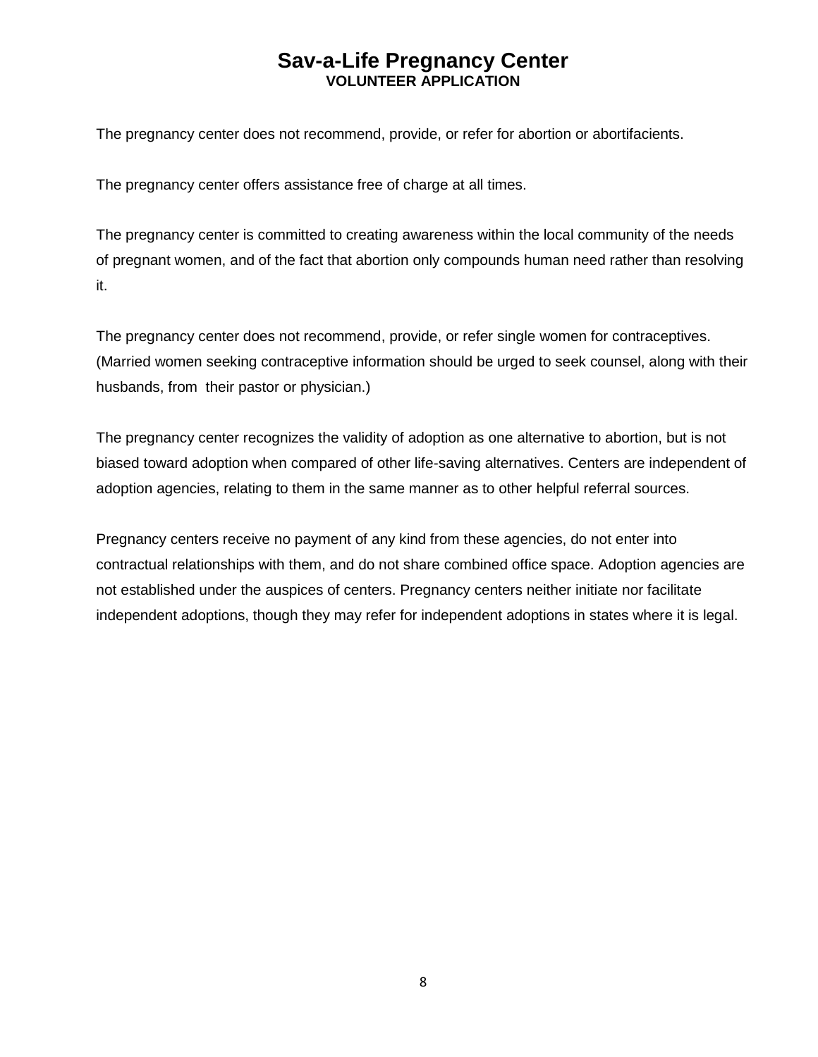# Sav-a-Life Pregnancy Center

**VOLUNTEER APPLICATION**

The pregnancy center does not recommend, provide, or refer for abortion or abortifacients.

The pregnancy center offers assistance free of charge at all times.

The pregnancy center is committed to creating awareness within the local community of the needs of pregnant women, and of the fact that abortion only compounds human need rather than resolving it.

The pregnancy center does not recommend, provide, or refer single women for contraceptives. (Married women seeking contraceptive information should be urged to seek counsel, along with their husbands, from their pastor or physician.)

The pregnancy center recognizes the validity of adoption as one alternative to abortion, but is not biased toward adoption when compared of other life-saving alternatives. Centers are independent of adoption agencies, relating to them in the same manner as to other helpful referral sources.

Pregnancy centers receive no payment of any kind from these agencies, do not enter into contractual relationships with them, and do not share combined office space. Adoption agencies are not established under the auspices of centers. Pregnancy centers neither initiate nor facilitate independent adoptions, though they may refer for independent adoptions in states where it is legal.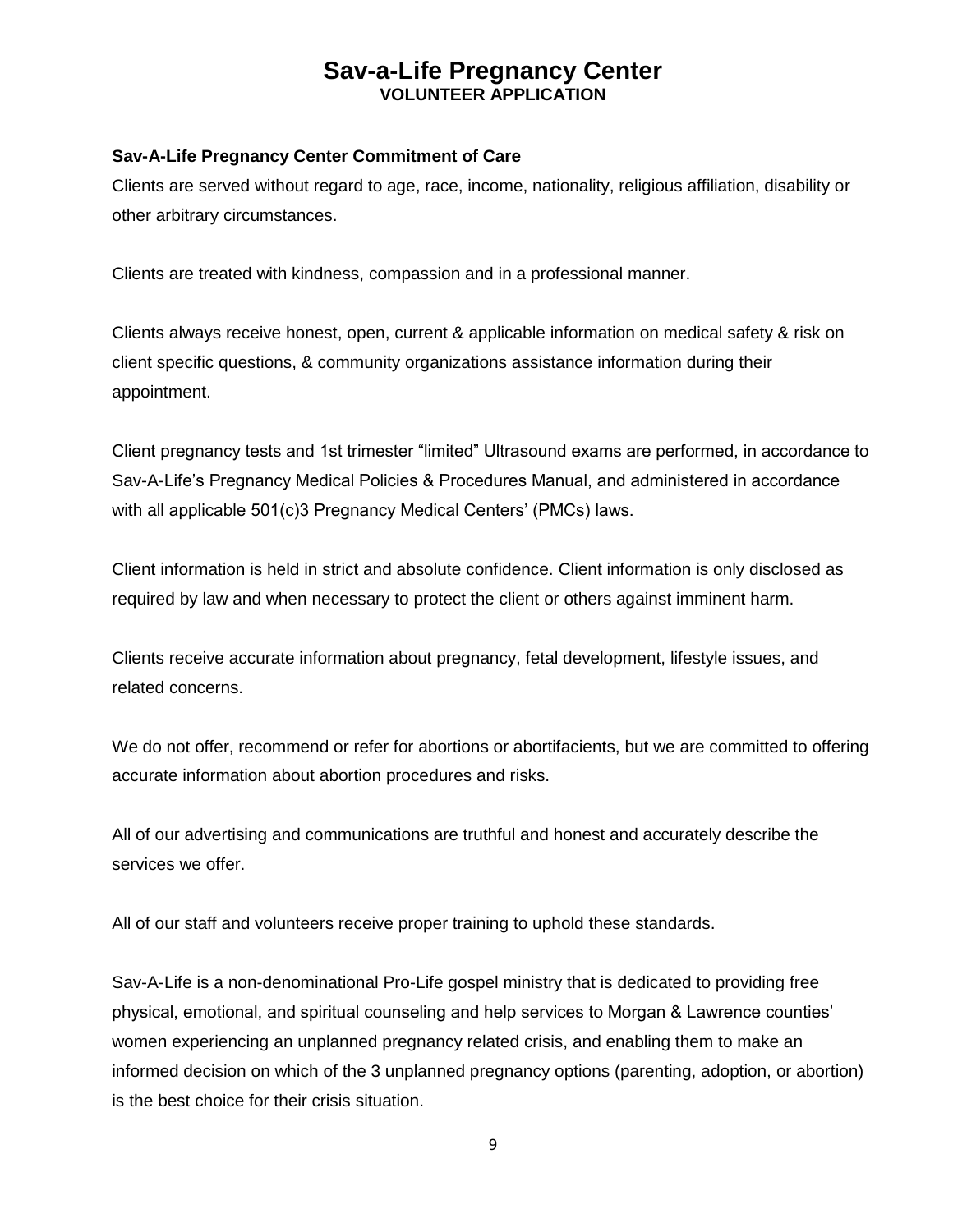# Sav-a-Life Pregnancy Center
## VOLUNTEER APPLICATION

**Sav-A-Life Pregnancy Center Commitment of Care**

Clients are served without regard to age, race, income, nationality, religious affiliation, disability or other arbitrary circumstances.

Clients are treated with kindness, compassion and in a professional manner.

Clients always receive honest, open, current & applicable information on medical safety & risk on client specific questions, & community organizations assistance information during their appointment.

Client pregnancy tests and 1st trimester "limited" Ultrasound exams are performed, in accordance to Sav-A-Life's Pregnancy Medical Policies & Procedures Manual, and administered in accordance with all applicable 501(c)3 Pregnancy Medical Centers' (PMCs) laws.

Client information is held in strict and absolute confidence. Client information is only disclosed as required by law and when necessary to protect the client or others against imminent harm.

Clients receive accurate information about pregnancy, fetal development, lifestyle issues, and related concerns.

We do not offer, recommend or refer for abortions or abortifacients, but we are committed to offering accurate information about abortion procedures and risks.

All of our advertising and communications are truthful and honest and accurately describe the services we offer.

All of our staff and volunteers receive proper training to uphold these standards.

Sav-A-Life is a non-denominational Pro-Life gospel ministry that is dedicated to providing free physical, emotional, and spiritual counseling and help services to Morgan & Lawrence counties' women experiencing an unplanned pregnancy related crisis, and enabling them to make an informed decision on which of the 3 unplanned pregnancy options (parenting, adoption, or abortion) is the best choice for their crisis situation.